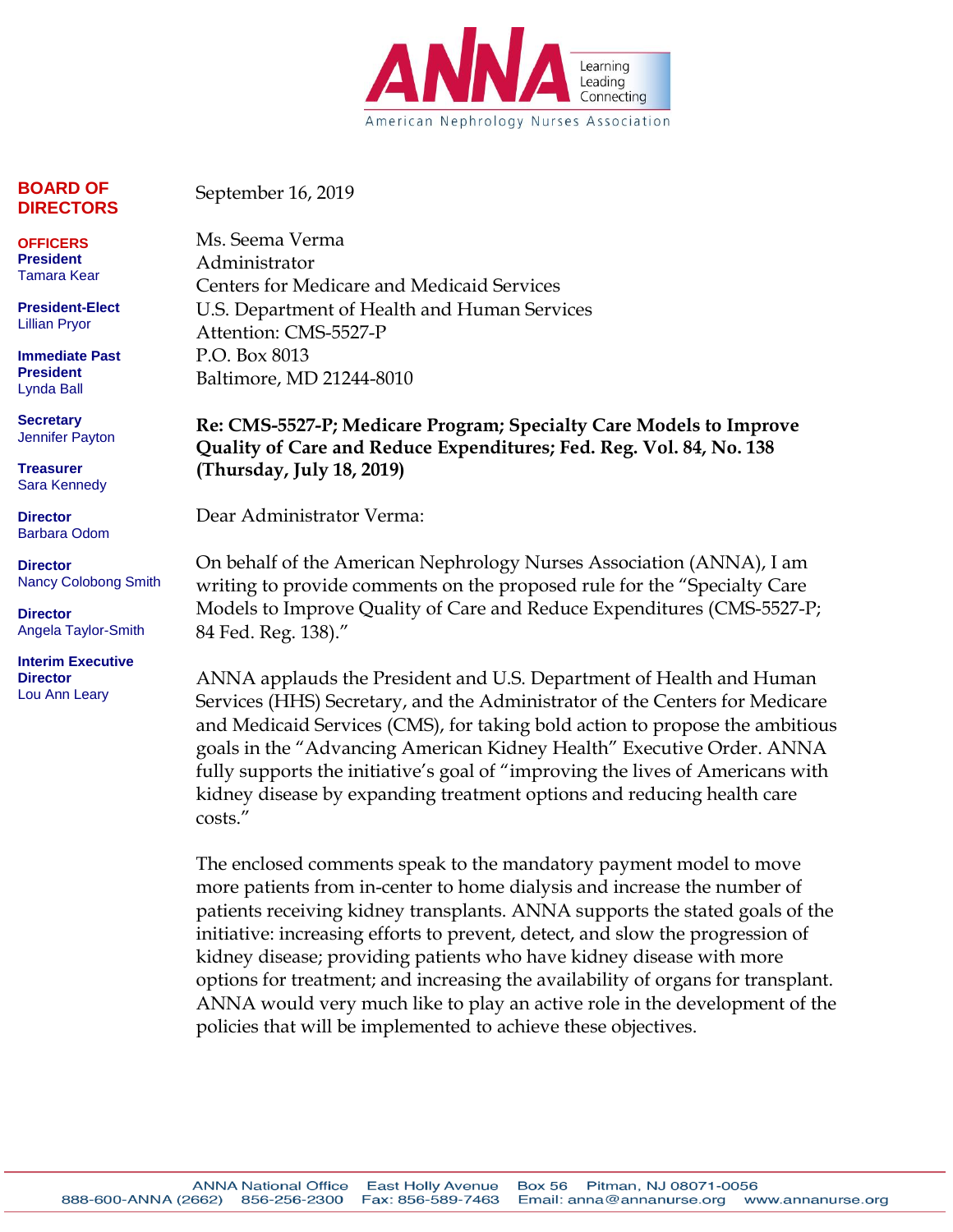**ANNA** Learning Leading Connecting

American Nephrology Nurses Association

**BOARD OF DIRECTORS**

**OFFICERS**

**President**
Tamara Kear

**President-Elect**
Lillian Pryor

**Immediate Past President**
Lynda Ball

**Secretary**
Jennifer Payton

**Treasurer**
Sara Kennedy

**Director**
Barbara Odom

**Director**
Nancy Colobong Smith

**Director**
Angela Taylor-Smith

**Interim Executive Director**
Lou Ann Leary

September 16, 2019

Ms. Seema Verma
Administrator
Centers for Medicare and Medicaid Services
U.S. Department of Health and Human Services
Attention: CMS-5527-P
P.O. Box 8013
Baltimore, MD 21244-8010

**Re: CMS-5527-P; Medicare Program; Specialty Care Models to Improve Quality of Care and Reduce Expenditures; Fed. Reg. Vol. 84, No. 138 (Thursday, July 18, 2019)**

Dear Administrator Verma:

On behalf of the American Nephrology Nurses Association (ANNA), I am writing to provide comments on the proposed rule for the "Specialty Care Models to Improve Quality of Care and Reduce Expenditures (CMS-5527-P; 84 Fed. Reg. 138)."

ANNA applauds the President and U.S. Department of Health and Human Services (HHS) Secretary, and the Administrator of the Centers for Medicare and Medicaid Services (CMS), for taking bold action to propose the ambitious goals in the "Advancing American Kidney Health" Executive Order. ANNA fully supports the initiative's goal of "improving the lives of Americans with kidney disease by expanding treatment options and reducing health care costs."

The enclosed comments speak to the mandatory payment model to move more patients from in-center to home dialysis and increase the number of patients receiving kidney transplants. ANNA supports the stated goals of the initiative: increasing efforts to prevent, detect, and slow the progression of kidney disease; providing patients who have kidney disease with more options for treatment; and increasing the availability of organs for transplant. ANNA would very much like to play an active role in the development of the policies that will be implemented to achieve these objectives.

ANNA National Office East Holly Avenue Box 56 Pitman, NJ 08071-0056
888-600-ANNA (2662) 856-256-2300 Fax: 856-589-7463 Email: anna@annanurse.org www.annanurse.org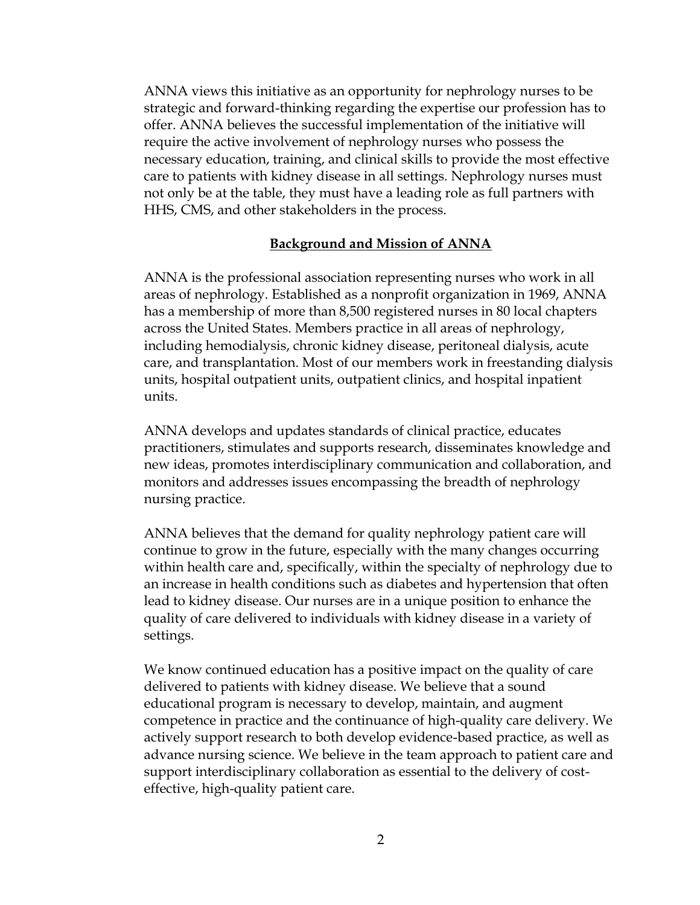ANNA views this initiative as an opportunity for nephrology nurses to be strategic and forward-thinking regarding the expertise our profession has to offer. ANNA believes the successful implementation of the initiative will require the active involvement of nephrology nurses who possess the necessary education, training, and clinical skills to provide the most effective care to patients with kidney disease in all settings. Nephrology nurses must not only be at the table, they must have a leading role as full partners with HHS, CMS, and other stakeholders in the process.

## Background and Mission of ANNA

ANNA is the professional association representing nurses who work in all areas of nephrology. Established as a nonprofit organization in 1969, ANNA has a membership of more than 8,500 registered nurses in 80 local chapters across the United States. Members practice in all areas of nephrology, including hemodialysis, chronic kidney disease, peritoneal dialysis, acute care, and transplantation. Most of our members work in freestanding dialysis units, hospital outpatient units, outpatient clinics, and hospital inpatient units.

ANNA develops and updates standards of clinical practice, educates practitioners, stimulates and supports research, disseminates knowledge and new ideas, promotes interdisciplinary communication and collaboration, and monitors and addresses issues encompassing the breadth of nephrology nursing practice.

ANNA believes that the demand for quality nephrology patient care will continue to grow in the future, especially with the many changes occurring within health care and, specifically, within the specialty of nephrology due to an increase in health conditions such as diabetes and hypertension that often lead to kidney disease. Our nurses are in a unique position to enhance the quality of care delivered to individuals with kidney disease in a variety of settings.

We know continued education has a positive impact on the quality of care delivered to patients with kidney disease. We believe that a sound educational program is necessary to develop, maintain, and augment competence in practice and the continuance of high-quality care delivery. We actively support research to both develop evidence-based practice, as well as advance nursing science. We believe in the team approach to patient care and support interdisciplinary collaboration as essential to the delivery of cost-effective, high-quality patient care.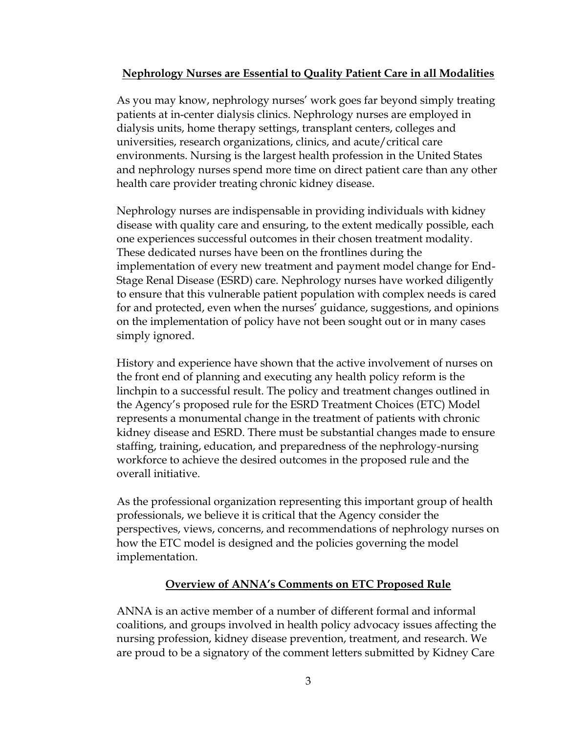## Nephrology Nurses are Essential to Quality Patient Care in all Modalities

As you may know, nephrology nurses' work goes far beyond simply treating patients at in-center dialysis clinics. Nephrology nurses are employed in dialysis units, home therapy settings, transplant centers, colleges and universities, research organizations, clinics, and acute/critical care environments. Nursing is the largest health profession in the United States and nephrology nurses spend more time on direct patient care than any other health care provider treating chronic kidney disease.

Nephrology nurses are indispensable in providing individuals with kidney disease with quality care and ensuring, to the extent medically possible, each one experiences successful outcomes in their chosen treatment modality. These dedicated nurses have been on the frontlines during the implementation of every new treatment and payment model change for End-Stage Renal Disease (ESRD) care. Nephrology nurses have worked diligently to ensure that this vulnerable patient population with complex needs is cared for and protected, even when the nurses' guidance, suggestions, and opinions on the implementation of policy have not been sought out or in many cases simply ignored.

History and experience have shown that the active involvement of nurses on the front end of planning and executing any health policy reform is the linchpin to a successful result. The policy and treatment changes outlined in the Agency's proposed rule for the ESRD Treatment Choices (ETC) Model represents a monumental change in the treatment of patients with chronic kidney disease and ESRD. There must be substantial changes made to ensure staffing, training, education, and preparedness of the nephrology-nursing workforce to achieve the desired outcomes in the proposed rule and the overall initiative.

As the professional organization representing this important group of health professionals, we believe it is critical that the Agency consider the perspectives, views, concerns, and recommendations of nephrology nurses on how the ETC model is designed and the policies governing the model implementation.

## Overview of ANNA's Comments on ETC Proposed Rule

ANNA is an active member of a number of different formal and informal coalitions, and groups involved in health policy advocacy issues affecting the nursing profession, kidney disease prevention, treatment, and research. We are proud to be a signatory of the comment letters submitted by Kidney Care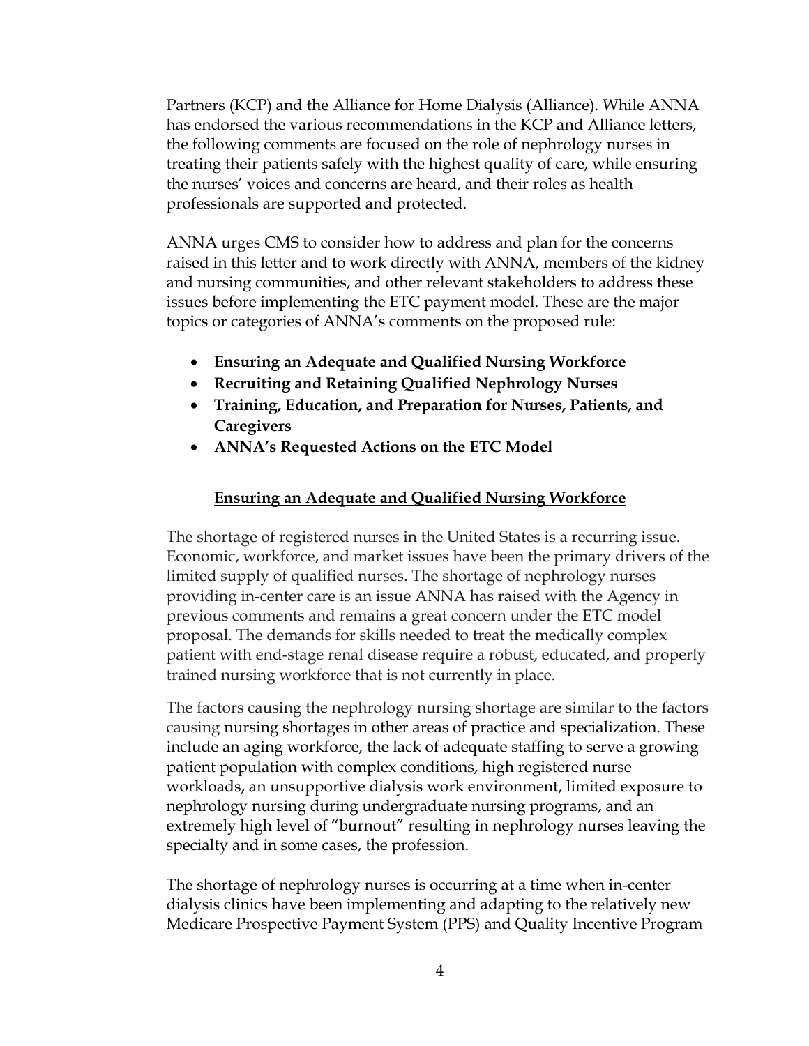Partners (KCP) and the Alliance for Home Dialysis (Alliance). While ANNA has endorsed the various recommendations in the KCP and Alliance letters, the following comments are focused on the role of nephrology nurses in treating their patients safely with the highest quality of care, while ensuring the nurses' voices and concerns are heard, and their roles as health professionals are supported and protected.

ANNA urges CMS to consider how to address and plan for the concerns raised in this letter and to work directly with ANNA, members of the kidney and nursing communities, and other relevant stakeholders to address these issues before implementing the ETC payment model. These are the major topics or categories of ANNA's comments on the proposed rule:

- **Ensuring an Adequate and Qualified Nursing Workforce**
- **Recruiting and Retaining Qualified Nephrology Nurses**
- **Training, Education, and Preparation for Nurses, Patients, and Caregivers**
- **ANNA's Requested Actions on the ETC Model**

## Ensuring an Adequate and Qualified Nursing Workforce

The shortage of registered nurses in the United States is a recurring issue. Economic, workforce, and market issues have been the primary drivers of the limited supply of qualified nurses. The shortage of nephrology nurses providing in-center care is an issue ANNA has raised with the Agency in previous comments and remains a great concern under the ETC model proposal. The demands for skills needed to treat the medically complex patient with end-stage renal disease require a robust, educated, and properly trained nursing workforce that is not currently in place.

The factors causing the nephrology nursing shortage are similar to the factors causing nursing shortages in other areas of practice and specialization. These include an aging workforce, the lack of adequate staffing to serve a growing patient population with complex conditions, high registered nurse workloads, an unsupportive dialysis work environment, limited exposure to nephrology nursing during undergraduate nursing programs, and an extremely high level of "burnout" resulting in nephrology nurses leaving the specialty and in some cases, the profession.

The shortage of nephrology nurses is occurring at a time when in-center dialysis clinics have been implementing and adapting to the relatively new Medicare Prospective Payment System (PPS) and Quality Incentive Program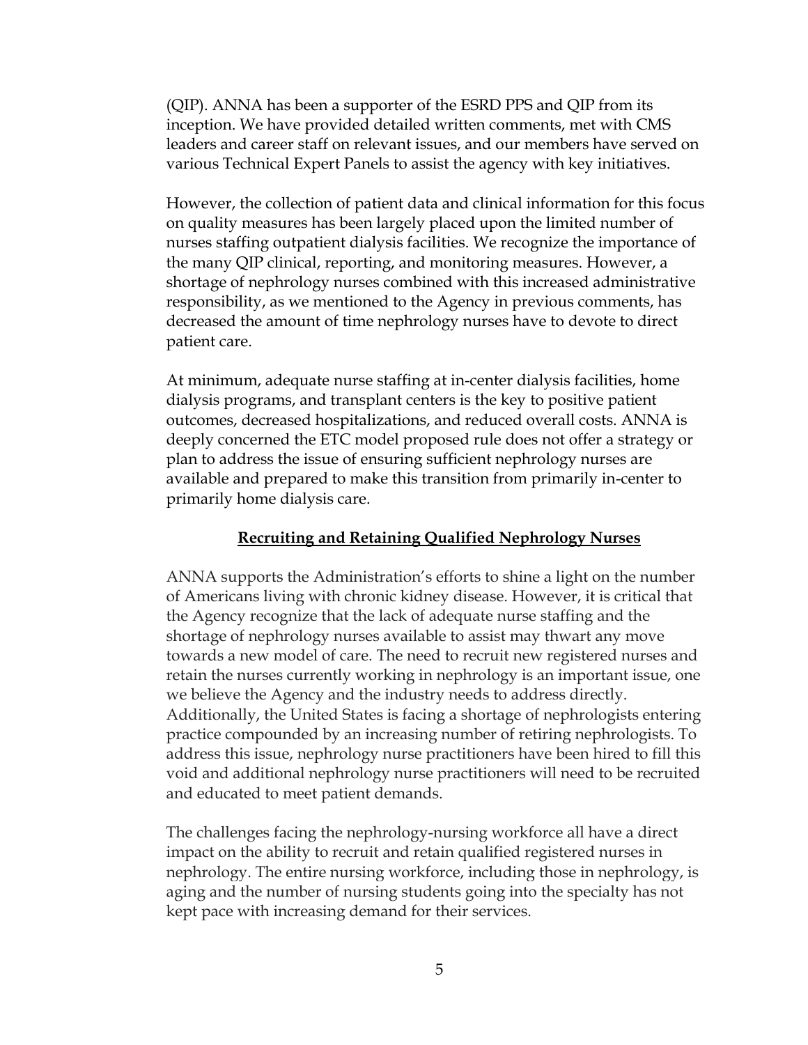(QIP). ANNA has been a supporter of the ESRD PPS and QIP from its inception. We have provided detailed written comments, met with CMS leaders and career staff on relevant issues, and our members have served on various Technical Expert Panels to assist the agency with key initiatives.

However, the collection of patient data and clinical information for this focus on quality measures has been largely placed upon the limited number of nurses staffing outpatient dialysis facilities. We recognize the importance of the many QIP clinical, reporting, and monitoring measures. However, a shortage of nephrology nurses combined with this increased administrative responsibility, as we mentioned to the Agency in previous comments, has decreased the amount of time nephrology nurses have to devote to direct patient care.

At minimum, adequate nurse staffing at in-center dialysis facilities, home dialysis programs, and transplant centers is the key to positive patient outcomes, decreased hospitalizations, and reduced overall costs. ANNA is deeply concerned the ETC model proposed rule does not offer a strategy or plan to address the issue of ensuring sufficient nephrology nurses are available and prepared to make this transition from primarily in-center to primarily home dialysis care.

## **Recruiting and Retaining Qualified Nephrology Nurses**

ANNA supports the Administration's efforts to shine a light on the number of Americans living with chronic kidney disease. However, it is critical that the Agency recognize that the lack of adequate nurse staffing and the shortage of nephrology nurses available to assist may thwart any move towards a new model of care. The need to recruit new registered nurses and retain the nurses currently working in nephrology is an important issue, one we believe the Agency and the industry needs to address directly. Additionally, the United States is facing a shortage of nephrologists entering practice compounded by an increasing number of retiring nephrologists. To address this issue, nephrology nurse practitioners have been hired to fill this void and additional nephrology nurse practitioners will need to be recruited and educated to meet patient demands.

The challenges facing the nephrology-nursing workforce all have a direct impact on the ability to recruit and retain qualified registered nurses in nephrology. The entire nursing workforce, including those in nephrology, is aging and the number of nursing students going into the specialty has not kept pace with increasing demand for their services.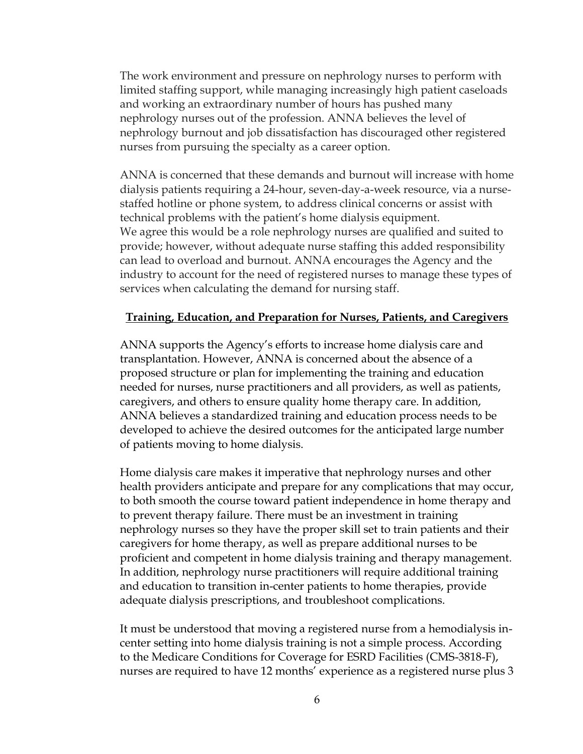The work environment and pressure on nephrology nurses to perform with limited staffing support, while managing increasingly high patient caseloads and working an extraordinary number of hours has pushed many nephrology nurses out of the profession. ANNA believes the level of nephrology burnout and job dissatisfaction has discouraged other registered nurses from pursuing the specialty as a career option.

ANNA is concerned that these demands and burnout will increase with home dialysis patients requiring a 24-hour, seven-day-a-week resource, via a nurse-staffed hotline or phone system, to address clinical concerns or assist with technical problems with the patient's home dialysis equipment. We agree this would be a role nephrology nurses are qualified and suited to provide; however, without adequate nurse staffing this added responsibility can lead to overload and burnout. ANNA encourages the Agency and the industry to account for the need of registered nurses to manage these types of services when calculating the demand for nursing staff.

## Training, Education, and Preparation for Nurses, Patients, and Caregivers

ANNA supports the Agency's efforts to increase home dialysis care and transplantation. However, ANNA is concerned about the absence of a proposed structure or plan for implementing the training and education needed for nurses, nurse practitioners and all providers, as well as patients, caregivers, and others to ensure quality home therapy care. In addition, ANNA believes a standardized training and education process needs to be developed to achieve the desired outcomes for the anticipated large number of patients moving to home dialysis.

Home dialysis care makes it imperative that nephrology nurses and other health providers anticipate and prepare for any complications that may occur, to both smooth the course toward patient independence in home therapy and to prevent therapy failure. There must be an investment in training nephrology nurses so they have the proper skill set to train patients and their caregivers for home therapy, as well as prepare additional nurses to be proficient and competent in home dialysis training and therapy management. In addition, nephrology nurse practitioners will require additional training and education to transition in-center patients to home therapies, provide adequate dialysis prescriptions, and troubleshoot complications.

It must be understood that moving a registered nurse from a hemodialysis in-center setting into home dialysis training is not a simple process. According to the Medicare Conditions for Coverage for ESRD Facilities (CMS-3818-F), nurses are required to have 12 months' experience as a registered nurse plus 3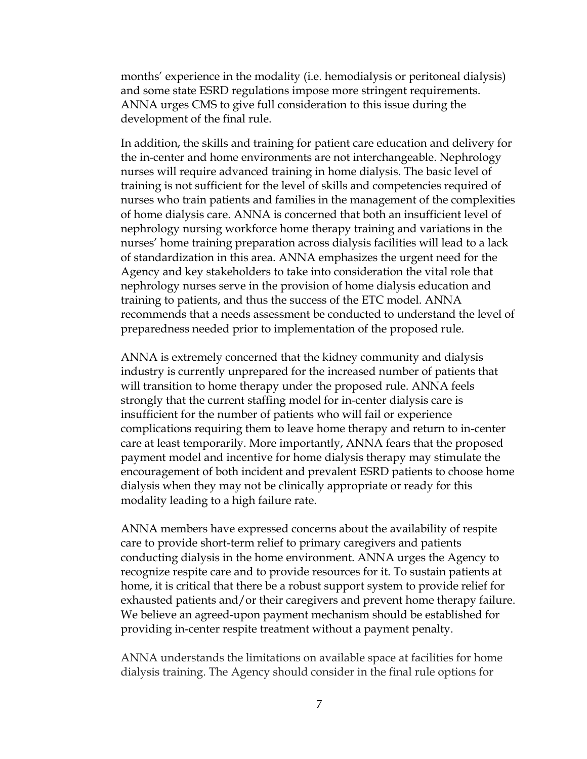months' experience in the modality (i.e. hemodialysis or peritoneal dialysis) and some state ESRD regulations impose more stringent requirements. ANNA urges CMS to give full consideration to this issue during the development of the final rule.

In addition, the skills and training for patient care education and delivery for the in-center and home environments are not interchangeable. Nephrology nurses will require advanced training in home dialysis. The basic level of training is not sufficient for the level of skills and competencies required of nurses who train patients and families in the management of the complexities of home dialysis care. ANNA is concerned that both an insufficient level of nephrology nursing workforce home therapy training and variations in the nurses' home training preparation across dialysis facilities will lead to a lack of standardization in this area. ANNA emphasizes the urgent need for the Agency and key stakeholders to take into consideration the vital role that nephrology nurses serve in the provision of home dialysis education and training to patients, and thus the success of the ETC model. ANNA recommends that a needs assessment be conducted to understand the level of preparedness needed prior to implementation of the proposed rule.

ANNA is extremely concerned that the kidney community and dialysis industry is currently unprepared for the increased number of patients that will transition to home therapy under the proposed rule. ANNA feels strongly that the current staffing model for in-center dialysis care is insufficient for the number of patients who will fail or experience complications requiring them to leave home therapy and return to in-center care at least temporarily. More importantly, ANNA fears that the proposed payment model and incentive for home dialysis therapy may stimulate the encouragement of both incident and prevalent ESRD patients to choose home dialysis when they may not be clinically appropriate or ready for this modality leading to a high failure rate.

ANNA members have expressed concerns about the availability of respite care to provide short-term relief to primary caregivers and patients conducting dialysis in the home environment. ANNA urges the Agency to recognize respite care and to provide resources for it. To sustain patients at home, it is critical that there be a robust support system to provide relief for exhausted patients and/or their caregivers and prevent home therapy failure. We believe an agreed-upon payment mechanism should be established for providing in-center respite treatment without a payment penalty.

ANNA understands the limitations on available space at facilities for home dialysis training. The Agency should consider in the final rule options for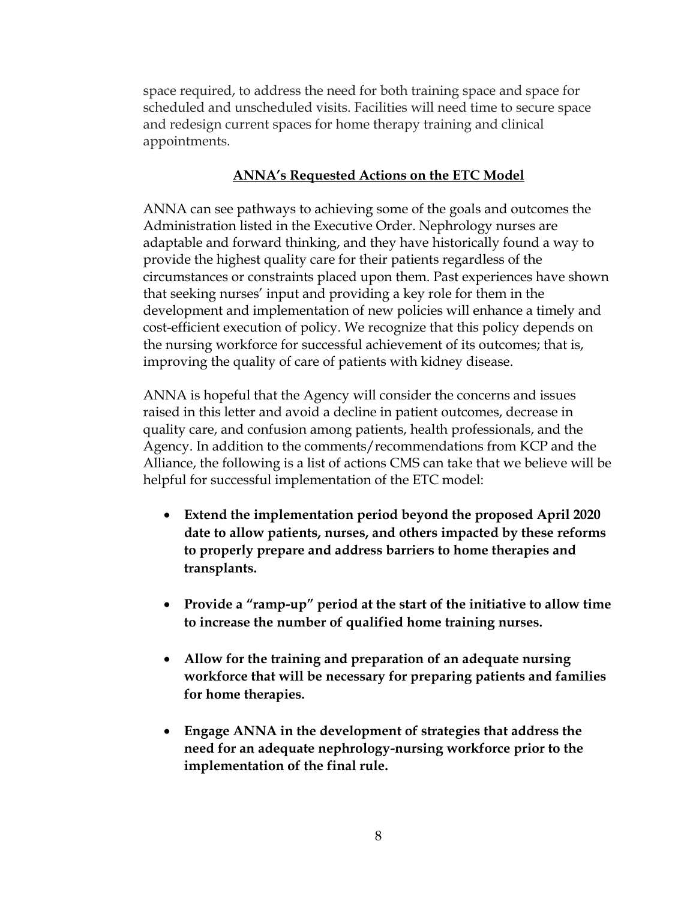space required, to address the need for both training space and space for scheduled and unscheduled visits. Facilities will need time to secure space and redesign current spaces for home therapy training and clinical appointments.

## ANNA's Requested Actions on the ETC Model

ANNA can see pathways to achieving some of the goals and outcomes the Administration listed in the Executive Order. Nephrology nurses are adaptable and forward thinking, and they have historically found a way to provide the highest quality care for their patients regardless of the circumstances or constraints placed upon them. Past experiences have shown that seeking nurses' input and providing a key role for them in the development and implementation of new policies will enhance a timely and cost-efficient execution of policy. We recognize that this policy depends on the nursing workforce for successful achievement of its outcomes; that is, improving the quality of care of patients with kidney disease.

ANNA is hopeful that the Agency will consider the concerns and issues raised in this letter and avoid a decline in patient outcomes, decrease in quality care, and confusion among patients, health professionals, and the Agency. In addition to the comments/recommendations from KCP and the Alliance, the following is a list of actions CMS can take that we believe will be helpful for successful implementation of the ETC model:

- **Extend the implementation period beyond the proposed April 2020 date to allow patients, nurses, and others impacted by these reforms to properly prepare and address barriers to home therapies and transplants.**

- **Provide a "ramp-up" period at the start of the initiative to allow time to increase the number of qualified home training nurses.**

- **Allow for the training and preparation of an adequate nursing workforce that will be necessary for preparing patients and families for home therapies.**

- **Engage ANNA in the development of strategies that address the need for an adequate nephrology-nursing workforce prior to the implementation of the final rule.**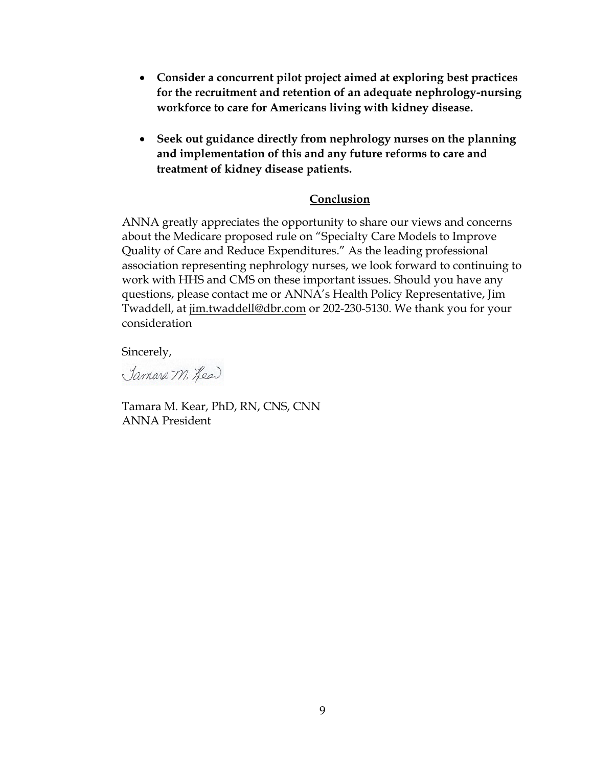- **Consider a concurrent pilot project aimed at exploring best practices for the recruitment and retention of an adequate nephrology-nursing workforce to care for Americans living with kidney disease.**

- **Seek out guidance directly from nephrology nurses on the planning and implementation of this and any future reforms to care and treatment of kidney disease patients.**

## Conclusion

ANNA greatly appreciates the opportunity to share our views and concerns about the Medicare proposed rule on "Specialty Care Models to Improve Quality of Care and Reduce Expenditures." As the leading professional association representing nephrology nurses, we look forward to continuing to work with HHS and CMS on these important issues. Should you have any questions, please contact me or ANNA's Health Policy Representative, Jim Twaddell, at jim.twaddell@dbr.com or 202-230-5130. We thank you for your consideration

Sincerely,

Tamara M. Kear

Tamara M. Kear, PhD, RN, CNS, CNN
ANNA President